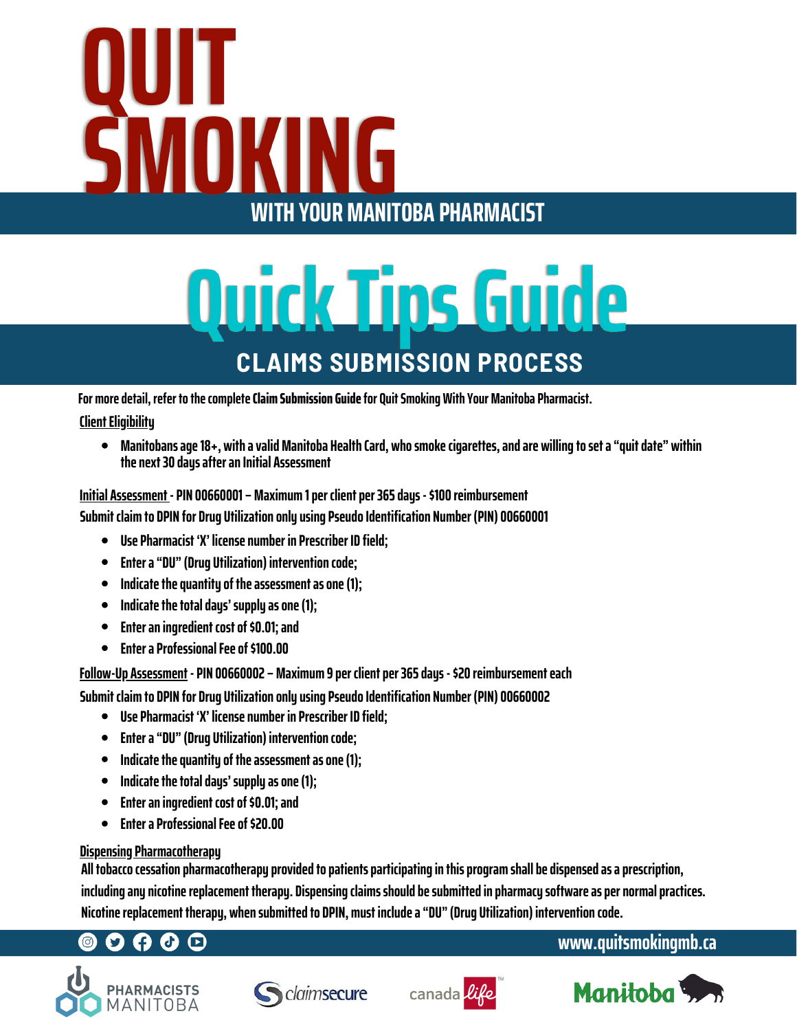# QUIT SMOKING

## WITH YOUR MANITOBA PHARMACIST

# Quick Tips Guide

## CLAIMS SUBMISSION PROCESS

For more detail, refer to the complete **Claim Submission Guide** for Quit Smoking With Your Manitoba Pharmacist.

**Client Eligibility**

- Manitobans age 18+, with a valid Manitoba Health Card, who smoke cigarettes, and are willing to set a "quit date" within the next 30 days after an Initial Assessment

**Initial Assessment - PIN 00660001 – Maximum 1 per client per 365 days - $100 reimbursement**
**Submit claim to DPIN for Drug Utilization only using Pseudo Identification Number (PIN) 00660001**

- Use Pharmacist 'X' license number in Prescriber ID field;
- Enter a "DU" (Drug Utilization) intervention code;
- Indicate the quantity of the assessment as one (1);
- Indicate the total days' supply as one (1);
- Enter an ingredient cost of $0.01; and
- Enter a Professional Fee of $100.00

**Follow-Up Assessment - PIN 00660002 – Maximum 9 per client per 365 days - $20 reimbursement each**
**Submit claim to DPIN for Drug Utilization only using Pseudo Identification Number (PIN) 00660002**

- Use Pharmacist 'X' license number in Prescriber ID field;
- Enter a "DU" (Drug Utilization) intervention code;
- Indicate the quantity of the assessment as one (1);
- Indicate the total days' supply as one (1);
- Enter an ingredient cost of $0.01; and
- Enter a Professional Fee of $20.00

**Dispensing Pharmacotherapy**
All tobacco cessation pharmacotherapy provided to patients participating in this program shall be dispensed as a prescription, including any nicotine replacement therapy. Dispensing claims should be submitted in pharmacy software as per normal practices. Nicotine replacement therapy, when submitted to DPIN, must include a "DU" (Drug Utilization) intervention code.

www.quitsmokingmb.ca

PHARMACISTS MANITOBA | claimsecure | canada life | Manitoba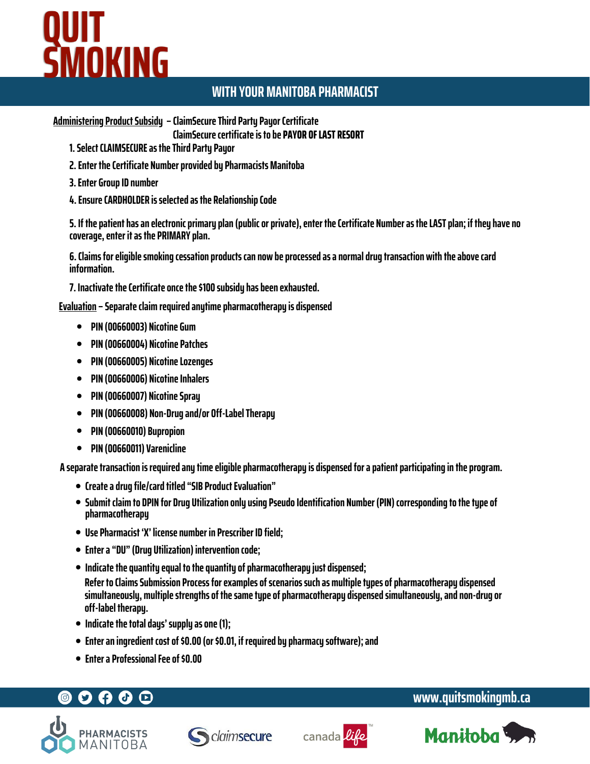# QUIT SMOKING

## WITH YOUR MANITOBA PHARMACIST

**Administering Product Subsidy** – ClaimSecure Third Party Payor Certificate
ClaimSecure certificate is to be **PAYOR OF LAST RESORT**

1. Select CLAIMSECURE as the Third Party Payor
2. Enter the Certificate Number provided by Pharmacists Manitoba
3. Enter Group ID number
4. Ensure CARDHOLDER is selected as the Relationship Code
5. If the patient has an electronic primary plan (public or private), enter the Certificate Number as the LAST plan; if they have no coverage, enter it as the PRIMARY plan.
6. Claims for eligible smoking cessation products can now be processed as a normal drug transaction with the above card information.
7. Inactivate the Certificate once the $100 subsidy has been exhausted.

**Evaluation** – Separate claim required anytime pharmacotherapy is dispensed

- PIN (00660003) Nicotine Gum
- PIN (00660004) Nicotine Patches
- PIN (00660005) Nicotine Lozenges
- PIN (00660006) Nicotine Inhalers
- PIN (00660007) Nicotine Spray
- PIN (00660008) Non-Drug and/or Off-Label Therapy
- PIN (00660010) Bupropion
- PIN (00660011) Varenicline

A separate transaction is required any time eligible pharmacotherapy is dispensed for a patient participating in the program.

- Create a drug file/card titled "SIB Product Evaluation"
- Submit claim to DPIN for Drug Utilization only using Pseudo Identification Number (PIN) corresponding to the type of pharmacotherapy
- Use Pharmacist 'X' license number in Prescriber ID field;
- Enter a "DU" (Drug Utilization) intervention code;
- Indicate the quantity equal to the quantity of pharmacotherapy just dispensed;
  Refer to Claims Submission Process for examples of scenarios such as multiple types of pharmacotherapy dispensed simultaneously, multiple strengths of the same type of pharmacotherapy dispensed simultaneously, and non-drug or off-label therapy.
- Indicate the total days' supply as one (1);
- Enter an ingredient cost of $0.00 (or $0.01, if required by pharmacy software); and
- Enter a Professional Fee of $0.00

www.quitsmokingmb.ca

PHARMACISTS MANITOBA | claimsecure | canada life | Manitoba